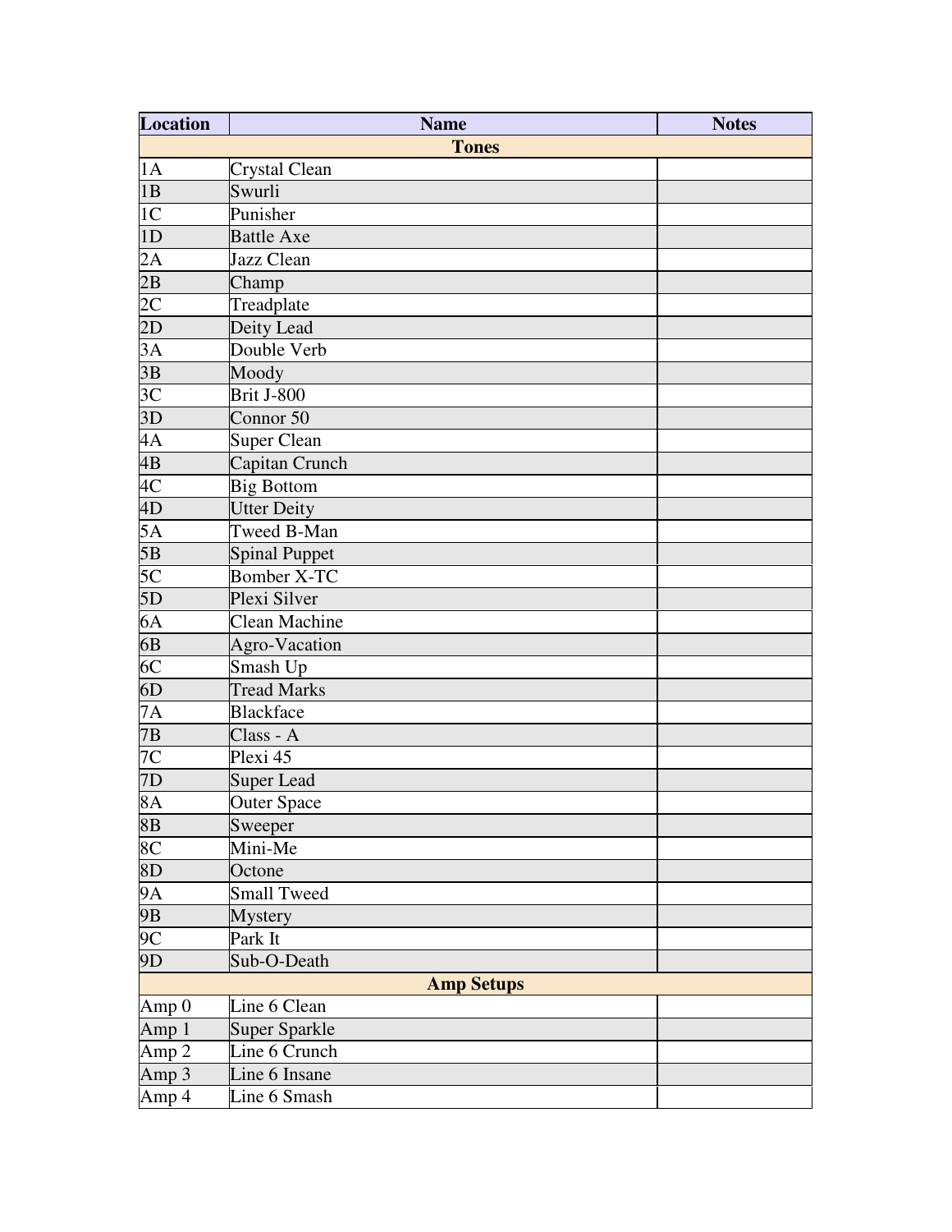| Location | Name | Notes |
|---|---|---|
| **Tones** | | |
| 1A | Crystal Clean | |
| 1B | Swurli | |
| 1C | Punisher | |
| 1D | Battle Axe | |
| 2A | Jazz Clean | |
| 2B | Champ | |
| 2C | Treadplate | |
| 2D | Deity Lead | |
| 3A | Double Verb | |
| 3B | Moody | |
| 3C | Brit J-800 | |
| 3D | Connor 50 | |
| 4A | Super Clean | |
| 4B | Capitan Crunch | |
| 4C | Big Bottom | |
| 4D | Utter Deity | |
| 5A | Tweed B-Man | |
| 5B | Spinal Puppet | |
| 5C | Bomber X-TC | |
| 5D | Plexi Silver | |
| 6A | Clean Machine | |
| 6B | Agro-Vacation | |
| 6C | Smash Up | |
| 6D | Tread Marks | |
| 7A | Blackface | |
| 7B | Class - A | |
| 7C | Plexi 45 | |
| 7D | Super Lead | |
| 8A | Outer Space | |
| 8B | Sweeper | |
| 8C | Mini-Me | |
| 8D | Octone | |
| 9A | Small Tweed | |
| 9B | Mystery | |
| 9C | Park It | |
| 9D | Sub-O-Death | |
| **Amp Setups** | | |
| Amp 0 | Line 6 Clean | |
| Amp 1 | Super Sparkle | |
| Amp 2 | Line 6 Crunch | |
| Amp 3 | Line 6 Insane | |
| Amp 4 | Line 6 Smash | |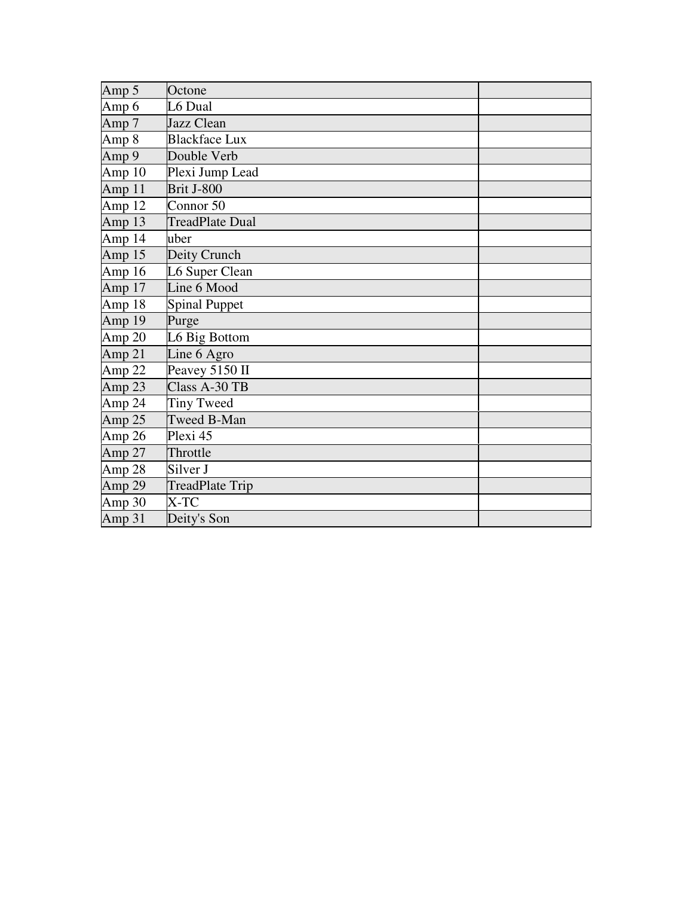| | | |
|---|---|---|
| Amp 5 | Octone | |
| Amp 6 | L6 Dual | |
| Amp 7 | Jazz Clean | |
| Amp 8 | Blackface Lux | |
| Amp 9 | Double Verb | |
| Amp 10 | Plexi Jump Lead | |
| Amp 11 | Brit J-800 | |
| Amp 12 | Connor 50 | |
| Amp 13 | TreadPlate Dual | |
| Amp 14 | uber | |
| Amp 15 | Deity Crunch | |
| Amp 16 | L6 Super Clean | |
| Amp 17 | Line 6 Mood | |
| Amp 18 | Spinal Puppet | |
| Amp 19 | Purge | |
| Amp 20 | L6 Big Bottom | |
| Amp 21 | Line 6 Agro | |
| Amp 22 | Peavey 5150 II | |
| Amp 23 | Class A-30 TB | |
| Amp 24 | Tiny Tweed | |
| Amp 25 | Tweed B-Man | |
| Amp 26 | Plexi 45 | |
| Amp 27 | Throttle | |
| Amp 28 | Silver J | |
| Amp 29 | TreadPlate Trip | |
| Amp 30 | X-TC | |
| Amp 31 | Deity's Son | |